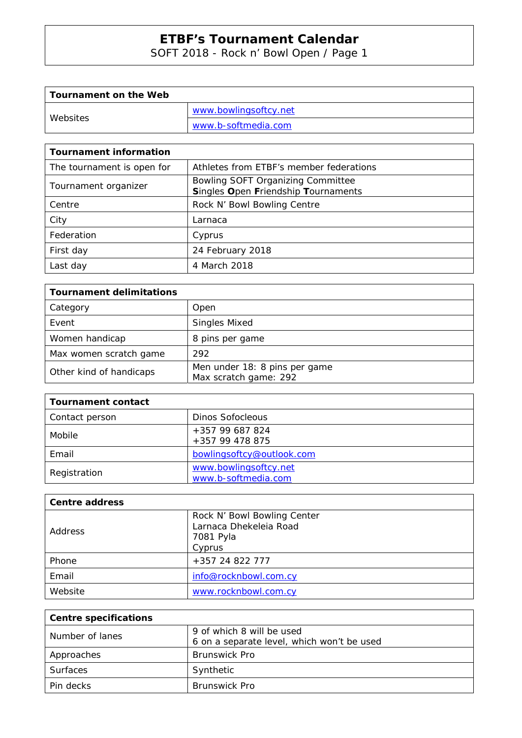# ETBF's Tournament Calendar

SOFT 2018 - Rock n' Bowl Open / Page 1

| **Tournament on the Web** | |
|---|---|
| Websites | www.bowlingsoftcy.net |
| | www.b-softmedia.com |

| **Tournament information** | |
|---|---|
| The tournament is open for | Athletes from ETBF's member federations |
| Tournament organizer | Bowling SOFT Organizing Committee<br>**S**ingles **O**pen **F**riendship **T**ournaments |
| Centre | Rock N' Bowl Bowling Centre |
| City | Larnaca |
| Federation | Cyprus |
| First day | 24 February 2018 |
| Last day | 4 March 2018 |

| **Tournament delimitations** | |
|---|---|
| Category | Open |
| Event | Singles Mixed |
| Women handicap | 8 pins per game |
| Max women scratch game | 292 |
| Other kind of handicaps | Men under 18: 8 pins per game<br>Max scratch game: 292 |

| **Tournament contact** | |
|---|---|
| Contact person | Dinos Sofocleous |
| Mobile | +357 99 687 824<br>+357 99 478 875 |
| Email | bowlingsoftcy@outlook.com |
| Registration | www.bowlingsoftcy.net<br>www.b-softmedia.com |

| **Centre address** | |
|---|---|
| Address | Rock N' Bowl Bowling Center<br>Larnaca Dhekeleia Road<br>7081 Pyla<br>Cyprus |
| Phone | +357 24 822 777 |
| Email | info@rocknbowl.com.cy |
| Website | www.rocknbowl.com.cy |

| **Centre specifications** | |
|---|---|
| Number of lanes | 9 of which 8 will be used<br>6 on a separate level, which won't be used |
| Approaches | Brunswick Pro |
| Surfaces | Synthetic |
| Pin decks | Brunswick Pro |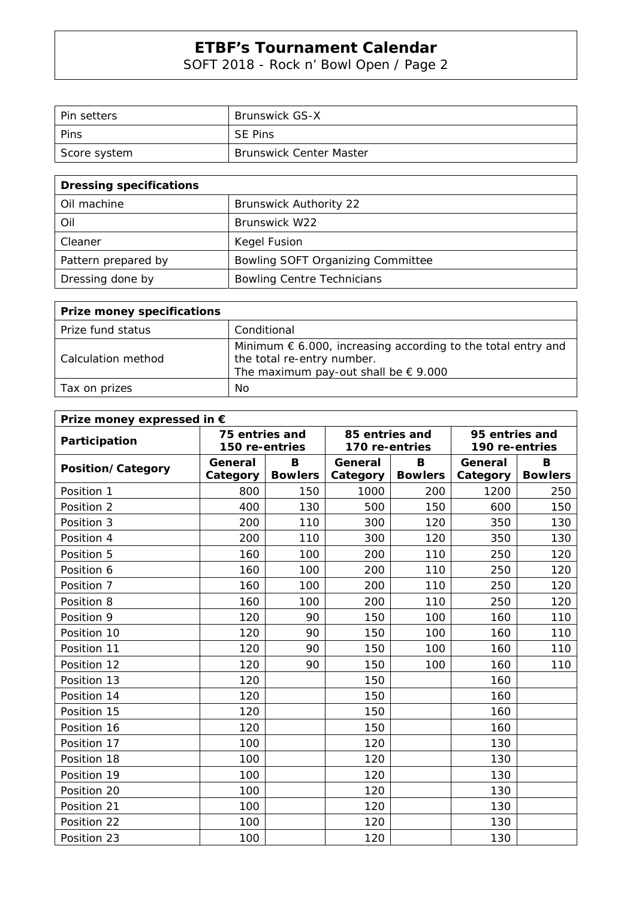| Pin setters | Brunswick GS-X |
|---|---|
| Pins | SE Pins |
| Score system | Brunswick Center Master |

| Dressing specifications | |
|---|---|
| Oil machine | Brunswick Authority 22 |
| Oil | Brunswick W22 |
| Cleaner | Kegel Fusion |
| Pattern prepared by | Bowling SOFT Organizing Committee |
| Dressing done by | Bowling Centre Technicians |

| Prize money specifications | |
|---|---|
| Prize fund status | Conditional |
| Calculation method | Minimum € 6.000, increasing according to the total entry and the total re-entry number. The maximum pay-out shall be € 9.000 |
| Tax on prizes | No |

| Prize money expressed in € | | | | | | |
|---|---|---|---|---|---|---|
| **Participation** | **75 entries and 150 re-entries** | | **85 entries and 170 re-entries** | | **95 entries and 190 re-entries** | |
| **Position/Category** | **General Category** | **B Bowlers** | **General Category** | **B Bowlers** | **General Category** | **B Bowlers** |
| Position 1 | 800 | 150 | 1000 | 200 | 1200 | 250 |
| Position 2 | 400 | 130 | 500 | 150 | 600 | 150 |
| Position 3 | 200 | 110 | 300 | 120 | 350 | 130 |
| Position 4 | 200 | 110 | 300 | 120 | 350 | 130 |
| Position 5 | 160 | 100 | 200 | 110 | 250 | 120 |
| Position 6 | 160 | 100 | 200 | 110 | 250 | 120 |
| Position 7 | 160 | 100 | 200 | 110 | 250 | 120 |
| Position 8 | 160 | 100 | 200 | 110 | 250 | 120 |
| Position 9 | 120 | 90 | 150 | 100 | 160 | 110 |
| Position 10 | 120 | 90 | 150 | 100 | 160 | 110 |
| Position 11 | 120 | 90 | 150 | 100 | 160 | 110 |
| Position 12 | 120 | 90 | 150 | 100 | 160 | 110 |
| Position 13 | 120 | | 150 | | 160 | |
| Position 14 | 120 | | 150 | | 160 | |
| Position 15 | 120 | | 150 | | 160 | |
| Position 16 | 120 | | 150 | | 160 | |
| Position 17 | 100 | | 120 | | 130 | |
| Position 18 | 100 | | 120 | | 130 | |
| Position 19 | 100 | | 120 | | 130 | |
| Position 20 | 100 | | 120 | | 130 | |
| Position 21 | 100 | | 120 | | 130 | |
| Position 22 | 100 | | 120 | | 130 | |
| Position 23 | 100 | | 120 | | 130 | |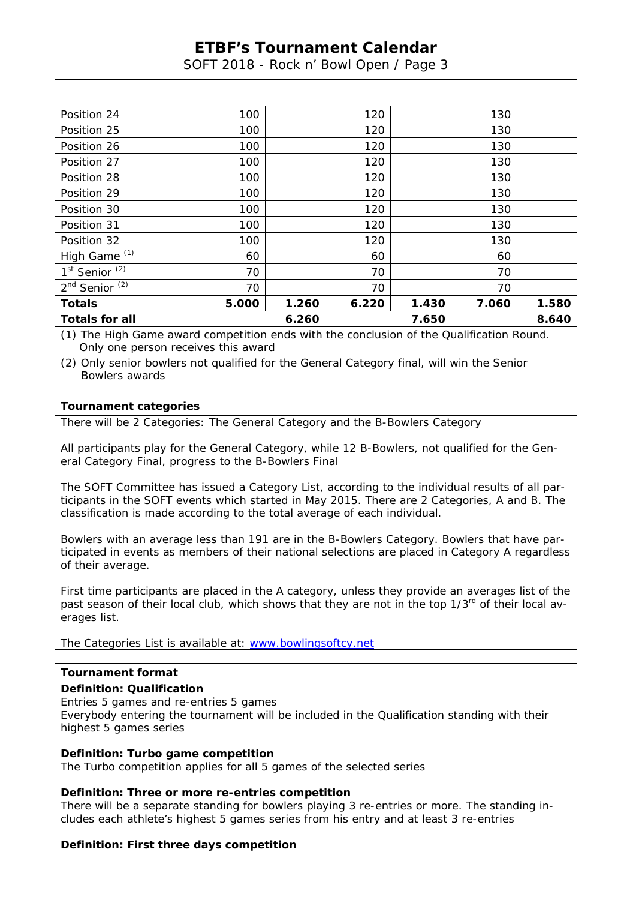| | | | | | | |
|---|---|---|---|---|---|---|
| Position 24 | 100 | | 120 | | 130 | |
| Position 25 | 100 | | 120 | | 130 | |
| Position 26 | 100 | | 120 | | 130 | |
| Position 27 | 100 | | 120 | | 130 | |
| Position 28 | 100 | | 120 | | 130 | |
| Position 29 | 100 | | 120 | | 130 | |
| Position 30 | 100 | | 120 | | 130 | |
| Position 31 | 100 | | 120 | | 130 | |
| Position 32 | 100 | | 120 | | 130 | |
| High Game (1) | 60 | | 60 | | 60 | |
| 1st Senior (2) | 70 | | 70 | | 70 | |
| 2nd Senior (2) | 70 | | 70 | | 70 | |
| **Totals** | **5.000** | **1.260** | **6.220** | **1.430** | **7.060** | **1.580** |
| **Totals for all** | | **6.260** | | **7.650** | | **8.640** |

(1) The High Game award competition ends with the conclusion of the Qualification Round. Only one person receives this award

(2) Only senior bowlers not qualified for the General Category final, will win the Senior Bowlers awards

**Tournament categories**

There will be 2 Categories: The General Category and the B-Bowlers Category

All participants play for the General Category, while 12 B-Bowlers, not qualified for the General Category Final, progress to the B-Bowlers Final

The SOFT Committee has issued a Category List, according to the individual results of all participants in the SOFT events which started in May 2015. There are 2 Categories, A and B. The classification is made according to the total average of each individual.

Bowlers with an average less than 191 are in the B-Bowlers Category. Bowlers that have participated in events as members of their national selections are placed in Category A regardless of their average.

First time participants are placed in the A category, unless they provide an averages list of the past season of their local club, which shows that they are not in the top 1/3rd of their local averages list.

The Categories List is available at: www.bowlingsoftcy.net

**Tournament format**

**Definition: Qualification**

Entries 5 games and re-entries 5 games
Everybody entering the tournament will be included in the Qualification standing with their highest 5 games series

**Definition: Turbo game competition**

The Turbo competition applies for all 5 games of the selected series

**Definition: Three or more re-entries competition**

There will be a separate standing for bowlers playing 3 re-entries or more. The standing includes each athlete's highest 5 games series from his entry and at least 3 re-entries

**Definition: First three days competition**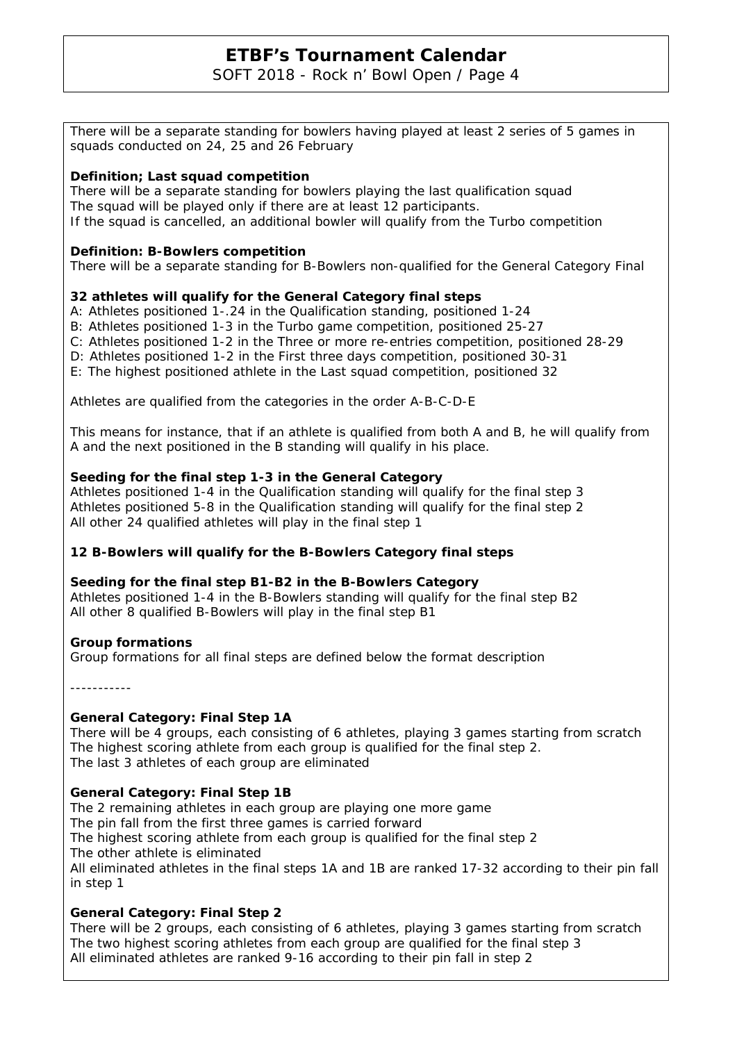There will be a separate standing for bowlers having played at least 2 series of 5 games in squads conducted on 24, 25 and 26 February

**Definition; Last squad competition**
There will be a separate standing for bowlers playing the last qualification squad
The squad will be played only if there are at least 12 participants.
If the squad is cancelled, an additional bowler will qualify from the Turbo competition

**Definition: B-Bowlers competition**
There will be a separate standing for B-Bowlers non-qualified for the General Category Final

**32 athletes will qualify for the General Category final steps**
A: Athletes positioned 1-.24 in the Qualification standing, positioned 1-24
B: Athletes positioned 1-3 in the Turbo game competition, positioned 25-27
C: Athletes positioned 1-2 in the Three or more re-entries competition, positioned 28-29
D: Athletes positioned 1-2 in the First three days competition, positioned 30-31
E: The highest positioned athlete in the Last squad competition, positioned 32

Athletes are qualified from the categories in the order A-B-C-D-E

This means for instance, that if an athlete is qualified from both A and B, he will qualify from A and the next positioned in the B standing will qualify in his place.

**Seeding for the final step 1-3 in the General Category**
Athletes positioned 1-4 in the Qualification standing will qualify for the final step 3
Athletes positioned 5-8 in the Qualification standing will qualify for the final step 2
All other 24 qualified athletes will play in the final step 1

**12 B-Bowlers will qualify for the B-Bowlers Category final steps**

**Seeding for the final step B1-B2 in the B-Bowlers Category**
Athletes positioned 1-4 in the B-Bowlers standing will qualify for the final step B2
All other 8 qualified B-Bowlers will play in the final step B1

**Group formations**
Group formations for all final steps are defined below the format description

-----------

**General Category: Final Step 1A**
There will be 4 groups, each consisting of 6 athletes, playing 3 games starting from scratch
The highest scoring athlete from each group is qualified for the final step 2.
The last 3 athletes of each group are eliminated

**General Category: Final Step 1B**
The 2 remaining athletes in each group are playing one more game
The pin fall from the first three games is carried forward
The highest scoring athlete from each group is qualified for the final step 2
The other athlete is eliminated
All eliminated athletes in the final steps 1A and 1B are ranked 17-32 according to their pin fall in step 1

**General Category: Final Step 2**
There will be 2 groups, each consisting of 6 athletes, playing 3 games starting from scratch
The two highest scoring athletes from each group are qualified for the final step 3
All eliminated athletes are ranked 9-16 according to their pin fall in step 2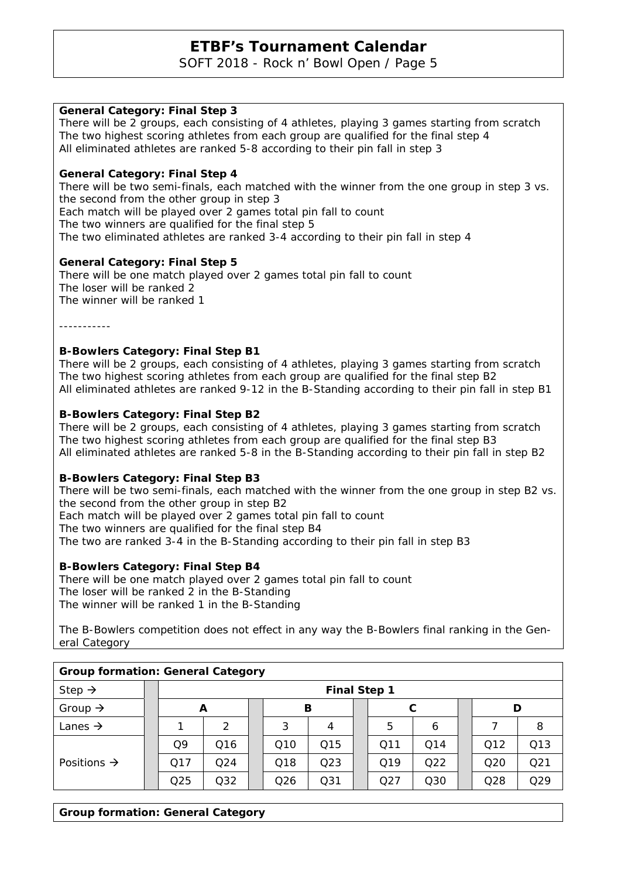**General Category: Final Step 3**
There will be 2 groups, each consisting of 4 athletes, playing 3 games starting from scratch
The two highest scoring athletes from each group are qualified for the final step 4
All eliminated athletes are ranked 5-8 according to their pin fall in step 3

**General Category: Final Step 4**
There will be two semi-finals, each matched with the winner from the one group in step 3 vs. the second from the other group in step 3
Each match will be played over 2 games total pin fall to count
The two winners are qualified for the final step 5
The two eliminated athletes are ranked 3-4 according to their pin fall in step 4

**General Category: Final Step 5**
There will be one match played over 2 games total pin fall to count
The loser will be ranked 2
The winner will be ranked 1

-----------

**B-Bowlers Category: Final Step B1**
There will be 2 groups, each consisting of 4 athletes, playing 3 games starting from scratch
The two highest scoring athletes from each group are qualified for the final step B2
All eliminated athletes are ranked 9-12 in the B-Standing according to their pin fall in step B1

**B-Bowlers Category: Final Step B2**
There will be 2 groups, each consisting of 4 athletes, playing 3 games starting from scratch
The two highest scoring athletes from each group are qualified for the final step B3
All eliminated athletes are ranked 5-8 in the B-Standing according to their pin fall in step B2

**B-Bowlers Category: Final Step B3**
There will be two semi-finals, each matched with the winner from the one group in step B2 vs. the second from the other group in step B2
Each match will be played over 2 games total pin fall to count
The two winners are qualified for the final step B4
The two are ranked 3-4 in the B-Standing according to their pin fall in step B3

**B-Bowlers Category: Final Step B4**
There will be one match played over 2 games total pin fall to count
The loser will be ranked 2 in the B-Standing
The winner will be ranked 1 in the B-Standing

The B-Bowlers competition does not effect in any way the B-Bowlers final ranking in the General Category

| **Group formation: General Category** | | | | | | | | |
|---|---|---|---|---|---|---|---|---|
| Step → | **Final Step 1** | | | | | | | |
| Group → | **A** | | **B** | | **C** | | **D** | |
| Lanes → | 1 | 2 | 3 | 4 | 5 | 6 | 7 | 8 |
| Positions → | Q9 | Q16 | Q10 | Q15 | Q11 | Q14 | Q12 | Q13 |
| | Q17 | Q24 | Q18 | Q23 | Q19 | Q22 | Q20 | Q21 |
| | Q25 | Q32 | Q26 | Q31 | Q27 | Q30 | Q28 | Q29 |

**Group formation: General Category**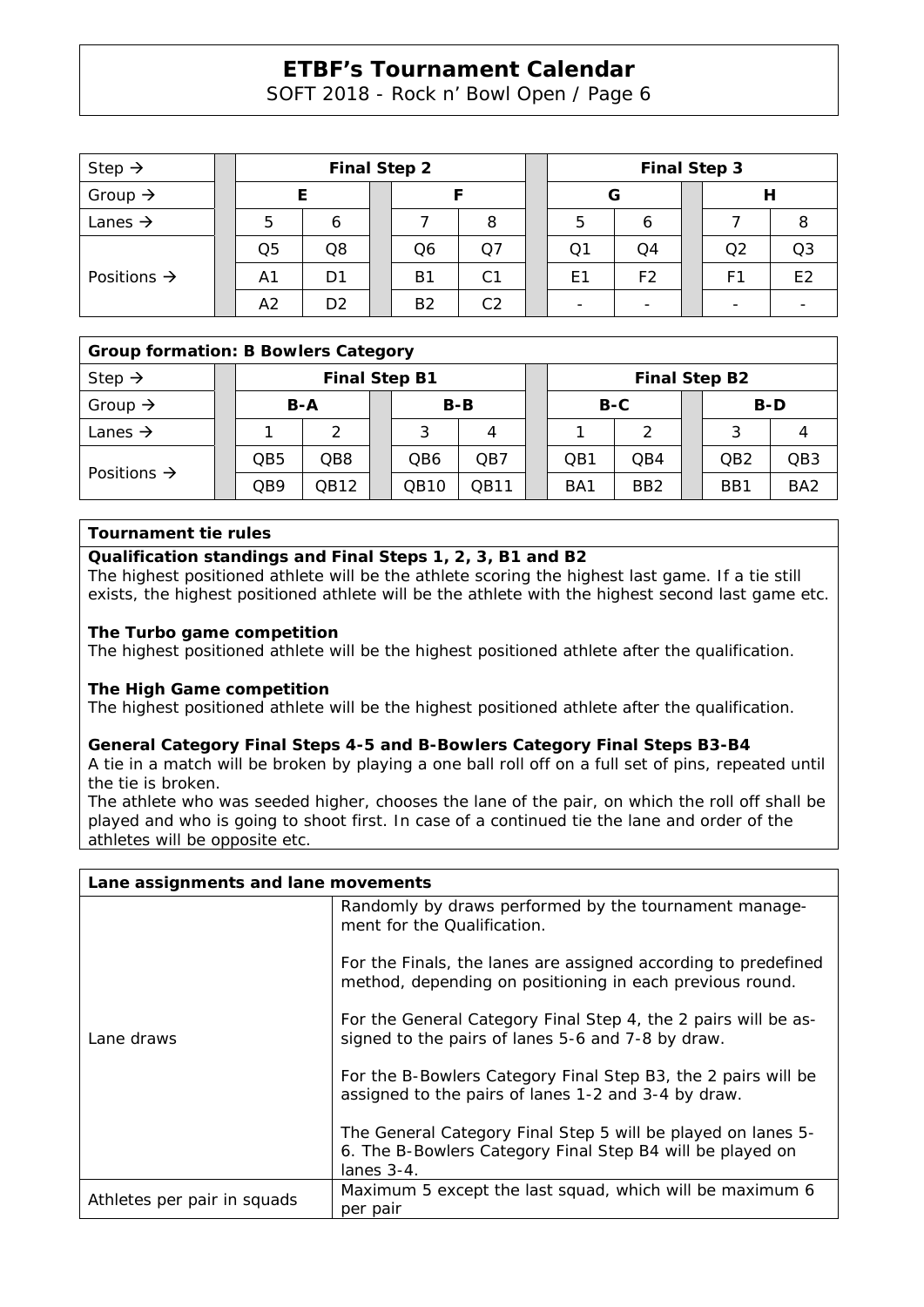| Step → | Final Step 2 | | | | Final Step 3 | | | |
|---|---|---|---|---|---|---|---|---|
| Group → | E | | F | | G | | H | |
| Lanes → | 5 | 6 | 7 | 8 | 5 | 6 | 7 | 8 |
| Positions → | Q5 | Q8 | Q6 | Q7 | Q1 | Q4 | Q2 | Q3 |
| | A1 | D1 | B1 | C1 | E1 | F2 | F1 | E2 |
| | A2 | D2 | B2 | C2 | - | - | - | - |

| Group formation: B Bowlers Category | | | | | | | | |
|---|---|---|---|---|---|---|---|---|
| Step → | Final Step B1 | | | | Final Step B2 | | | |
| Group → | B-A | | B-B | | B-C | | B-D | |
| Lanes → | 1 | 2 | 3 | 4 | 1 | 2 | 3 | 4 |
| Positions → | QB5 | QB8 | QB6 | QB7 | QB1 | QB4 | QB2 | QB3 |
| | QB9 | QB12 | QB10 | QB11 | BA1 | BB2 | BB1 | BA2 |

## Tournament tie rules

**Qualification standings and Final Steps 1, 2, 3, B1 and B2**
The highest positioned athlete will be the athlete scoring the highest last game. If a tie still exists, the highest positioned athlete will be the athlete with the highest second last game etc.

**The Turbo game competition**
The highest positioned athlete will be the highest positioned athlete after the qualification.

**The High Game competition**
The highest positioned athlete will be the highest positioned athlete after the qualification.

**General Category Final Steps 4-5 and B-Bowlers Category Final Steps B3-B4**
A tie in a match will be broken by playing a one ball roll off on a full set of pins, repeated until the tie is broken.
The athlete who was seeded higher, chooses the lane of the pair, on which the roll off shall be played and who is going to shoot first. In case of a continued tie the lane and order of the athletes will be opposite etc.

| Lane assignments and lane movements | |
|---|---|
| Lane draws | Randomly by draws performed by the tournament management for the Qualification.<br><br>For the Finals, the lanes are assigned according to predefined method, depending on positioning in each previous round.<br><br>For the General Category Final Step 4, the 2 pairs will be assigned to the pairs of lanes 5-6 and 7-8 by draw.<br><br>For the B-Bowlers Category Final Step B3, the 2 pairs will be assigned to the pairs of lanes 1-2 and 3-4 by draw.<br><br>The General Category Final Step 5 will be played on lanes 5-6. The B-Bowlers Category Final Step B4 will be played on lanes 3-4. |
| Athletes per pair in squads | Maximum 5 except the last squad, which will be maximum 6 per pair |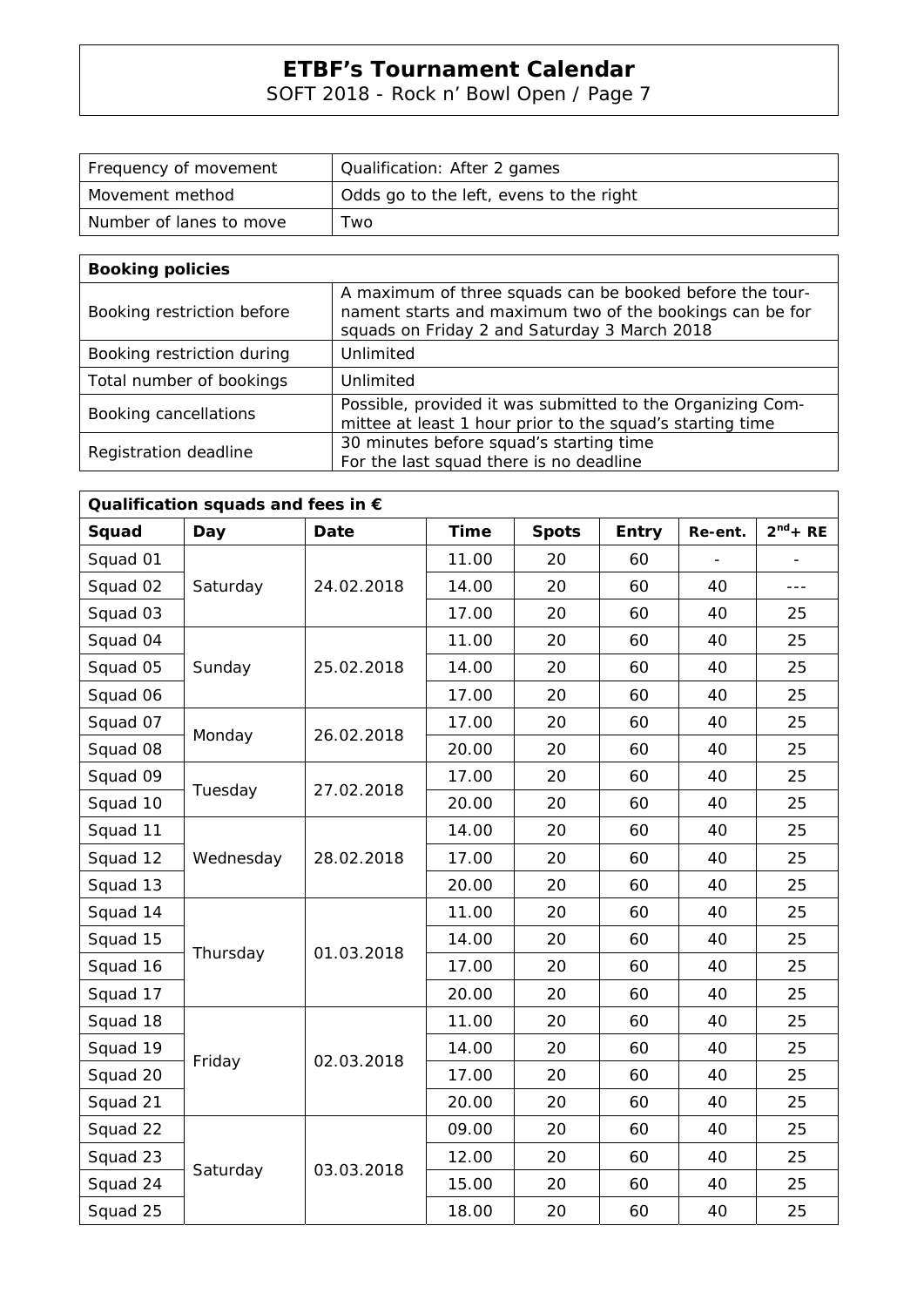| Frequency of movement | Qualification: After 2 games |
| --- | --- |
| Movement method | Odds go to the left, evens to the right |
| Number of lanes to move | Two |

| **Booking policies** | |
| --- | --- |
| Booking restriction before | A maximum of three squads can be booked before the tournament starts and maximum two of the bookings can be for squads on Friday 2 and Saturday 3 March 2018 |
| Booking restriction during | Unlimited |
| Total number of bookings | Unlimited |
| Booking cancellations | Possible, provided it was submitted to the Organizing Committee at least 1 hour prior to the squad's starting time |
| Registration deadline | 30 minutes before squad's starting time<br>For the last squad there is no deadline |

| **Qualification squads and fees in €** | | | | | | | |
| --- | --- | --- | --- | --- | --- | --- | --- |
| **Squad** | **Day** | **Date** | **Time** | **Spots** | **Entry** | **Re-ent.** | **2nd+ RE** |
| Squad 01 | Saturday | 24.02.2018 | 11.00 | 20 | 60 | - | - |
| Squad 02 | | | 14.00 | 20 | 60 | 40 | --- |
| Squad 03 | | | 17.00 | 20 | 60 | 40 | 25 |
| Squad 04 | Sunday | 25.02.2018 | 11.00 | 20 | 60 | 40 | 25 |
| Squad 05 | | | 14.00 | 20 | 60 | 40 | 25 |
| Squad 06 | | | 17.00 | 20 | 60 | 40 | 25 |
| Squad 07 | Monday | 26.02.2018 | 17.00 | 20 | 60 | 40 | 25 |
| Squad 08 | | | 20.00 | 20 | 60 | 40 | 25 |
| Squad 09 | Tuesday | 27.02.2018 | 17.00 | 20 | 60 | 40 | 25 |
| Squad 10 | | | 20.00 | 20 | 60 | 40 | 25 |
| Squad 11 | Wednesday | 28.02.2018 | 14.00 | 20 | 60 | 40 | 25 |
| Squad 12 | | | 17.00 | 20 | 60 | 40 | 25 |
| Squad 13 | | | 20.00 | 20 | 60 | 40 | 25 |
| Squad 14 | Thursday | 01.03.2018 | 11.00 | 20 | 60 | 40 | 25 |
| Squad 15 | | | 14.00 | 20 | 60 | 40 | 25 |
| Squad 16 | | | 17.00 | 20 | 60 | 40 | 25 |
| Squad 17 | | | 20.00 | 20 | 60 | 40 | 25 |
| Squad 18 | Friday | 02.03.2018 | 11.00 | 20 | 60 | 40 | 25 |
| Squad 19 | | | 14.00 | 20 | 60 | 40 | 25 |
| Squad 20 | | | 17.00 | 20 | 60 | 40 | 25 |
| Squad 21 | | | 20.00 | 20 | 60 | 40 | 25 |
| Squad 22 | Saturday | 03.03.2018 | 09.00 | 20 | 60 | 40 | 25 |
| Squad 23 | | | 12.00 | 20 | 60 | 40 | 25 |
| Squad 24 | | | 15.00 | 20 | 60 | 40 | 25 |
| Squad 25 | | | 18.00 | 20 | 60 | 40 | 25 |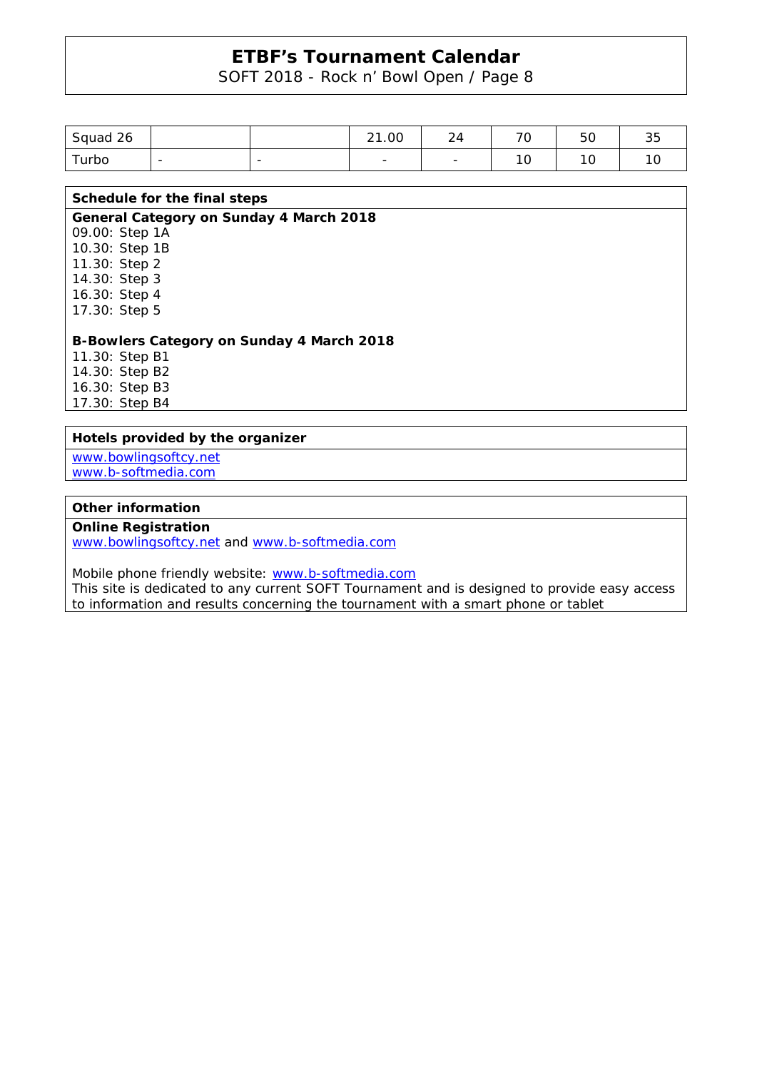| | | | | | | | |
|---|---|---|---|---|---|---|---|
| Squad 26 | | | 21.00 | 24 | 70 | 50 | 35 |
| Turbo | - | - | - | - | 10 | 10 | 10 |

**Schedule for the final steps**

**General Category on Sunday 4 March 2018**
09.00: Step 1A
10.30: Step 1B
11.30: Step 2
14.30: Step 3
16.30: Step 4
17.30: Step 5

**B-Bowlers Category on Sunday 4 March 2018**
11.30: Step B1
14.30: Step B2
16.30: Step B3
17.30: Step B4

**Hotels provided by the organizer**

www.bowlingsoftcy.net
www.b-softmedia.com

**Other information**

**Online Registration**
www.bowlingsoftcy.net and www.b-softmedia.com

Mobile phone friendly website: www.b-softmedia.com
This site is dedicated to any current SOFT Tournament and is designed to provide easy access to information and results concerning the tournament with a smart phone or tablet